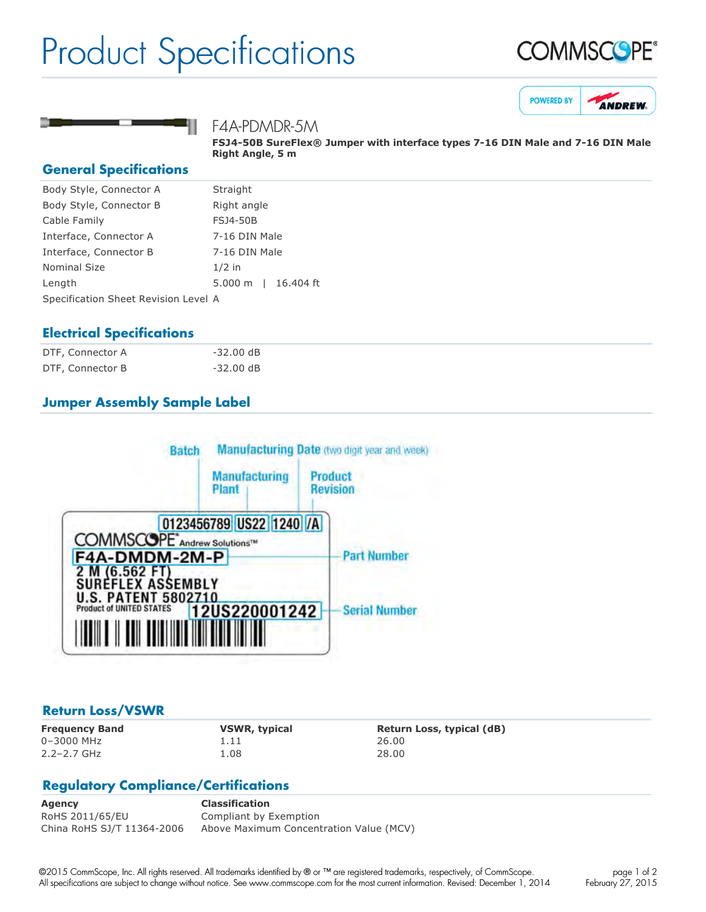# Product Specifications

## F4A-PDMDR-5M

**FSJ4-50B SureFlex® Jumper with interface types 7-16 DIN Male and 7-16 DIN Male Right Angle, 5 m**

## General Specifications

| | |
|---|---|
| Body Style, Connector A | Straight |
| Body Style, Connector B | Right angle |
| Cable Family | FSJ4-50B |
| Interface, Connector A | 7-16 DIN Male |
| Interface, Connector B | 7-16 DIN Male |
| Nominal Size | 1/2 in |
| Length | 5.000 m \| 16.404 ft |
| Specification Sheet Revision Level | A |

## Electrical Specifications

| | |
|---|---|
| DTF, Connector A | -32.00 dB |
| DTF, Connector B | -32.00 dB |

## Jumper Assembly Sample Label

Batch — Manufacturing Date (two digit year and week) — Manufacturing Plant — Product Revision

0123456789 US22 1240 /A

COMMSCOPE® Andrew Solutions™

F4A-DMDM-2M-P — Part Number

2 M (6.562 FT)
SUREFLEX ASSEMBLY
U.S. PATENT 5802710
Product of UNITED STATES

12US220001242 — Serial Number

## Return Loss/VSWR

| Frequency Band | VSWR, typical | Return Loss, typical (dB) |
|---|---|---|
| 0–3000 MHz | 1.11 | 26.00 |
| 2.2–2.7 GHz | 1.08 | 28.00 |

## Regulatory Compliance/Certifications

| Agency | Classification |
|---|---|
| RoHS 2011/65/EU | Compliant by Exemption |
| China RoHS SJ/T 11364-2006 | Above Maximum Concentration Value (MCV) |

©2015 CommScope, Inc. All rights reserved. All trademarks identified by ® or ™ are registered trademarks, respectively, of CommScope. All specifications are subject to change without notice. See www.commscope.com for the most current information. Revised: December 1, 2014

February 27, 2015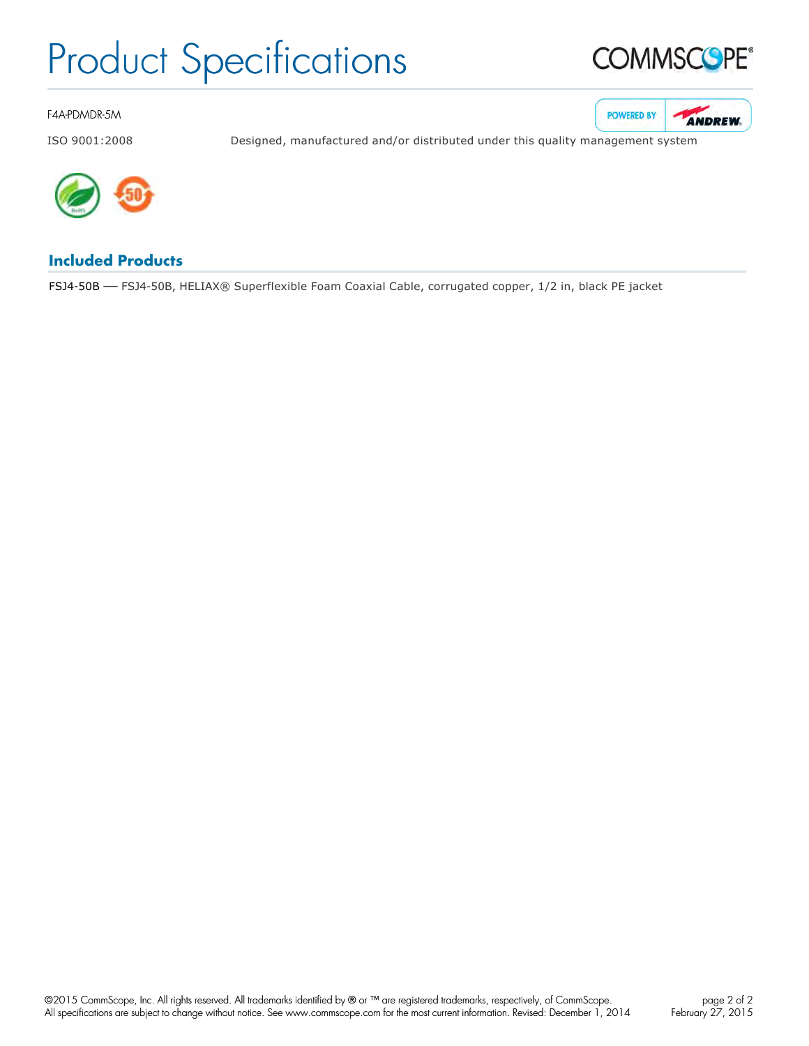# Product Specifications

F4A-PDMDR-5M

ISO 9001:2008 Designed, manufactured and/or distributed under this quality management system

## Included Products

FSJ4-50B — FSJ4-50B, HELIAX® Superflexible Foam Coaxial Cable, corrugated copper, 1/2 in, black PE jacket